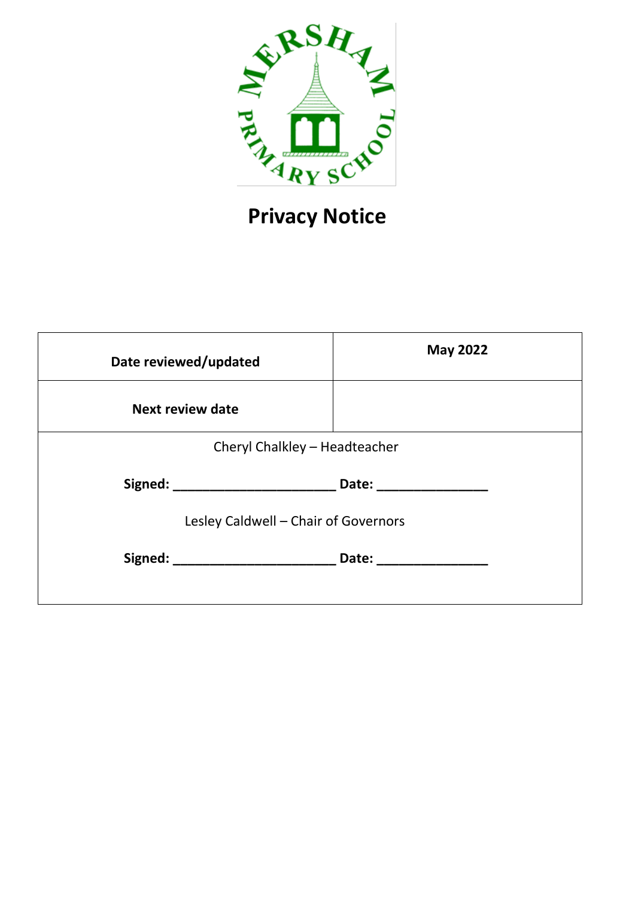# Privacy Notice

| | |
|---|---|
| **Date reviewed/updated** | **May 2022** |
| **Next review date** | |

Cheryl Chalkley – Headteacher

**Signed: ______________________ Date: _______________**

Lesley Caldwell – Chair of Governors

**Signed: ______________________ Date: _______________**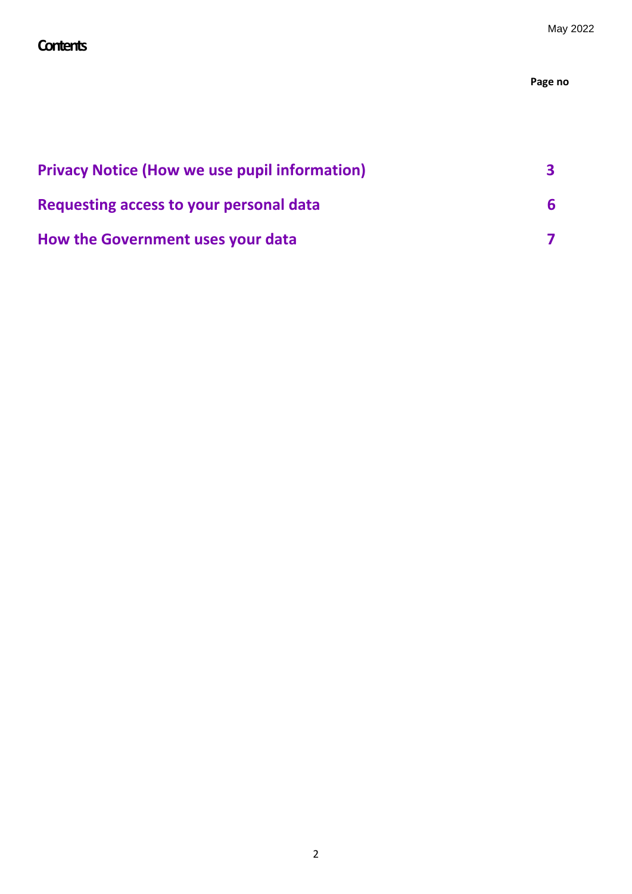# Contents

| | Page no |
|---|---|
| **Privacy Notice (How we use pupil information)** | **3** |
| **Requesting access to your personal data** | **6** |
| **How the Government uses your data** | **7** |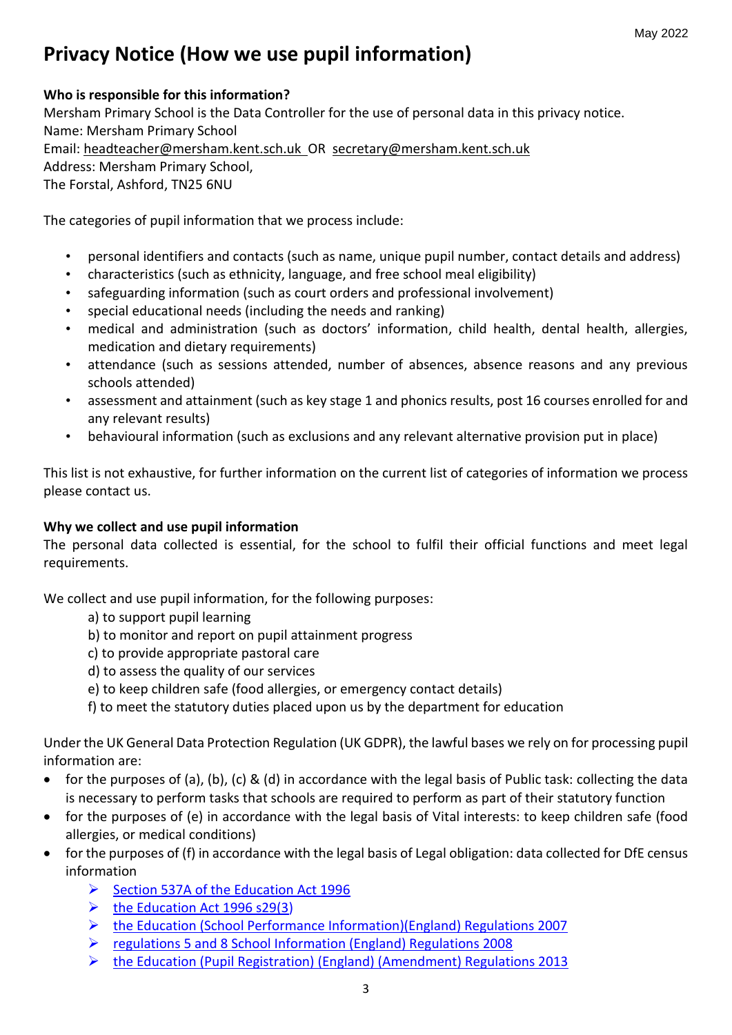# Privacy Notice (How we use pupil information)

**Who is responsible for this information?**

Mersham Primary School is the Data Controller for the use of personal data in this privacy notice.
Name: Mersham Primary School
Email: headteacher@mersham.kent.sch.uk OR secretary@mersham.kent.sch.uk
Address: Mersham Primary School,
The Forstal, Ashford, TN25 6NU

The categories of pupil information that we process include:

- personal identifiers and contacts (such as name, unique pupil number, contact details and address)
- characteristics (such as ethnicity, language, and free school meal eligibility)
- safeguarding information (such as court orders and professional involvement)
- special educational needs (including the needs and ranking)
- medical and administration (such as doctors' information, child health, dental health, allergies, medication and dietary requirements)
- attendance (such as sessions attended, number of absences, absence reasons and any previous schools attended)
- assessment and attainment (such as key stage 1 and phonics results, post 16 courses enrolled for and any relevant results)
- behavioural information (such as exclusions and any relevant alternative provision put in place)

This list is not exhaustive, for further information on the current list of categories of information we process please contact us.

**Why we collect and use pupil information**

The personal data collected is essential, for the school to fulfil their official functions and meet legal requirements.

We collect and use pupil information, for the following purposes:

a) to support pupil learning
b) to monitor and report on pupil attainment progress
c) to provide appropriate pastoral care
d) to assess the quality of our services
e) to keep children safe (food allergies, or emergency contact details)
f) to meet the statutory duties placed upon us by the department for education

Under the UK General Data Protection Regulation (UK GDPR), the lawful bases we rely on for processing pupil information are:

- for the purposes of (a), (b), (c) & (d) in accordance with the legal basis of Public task: collecting the data is necessary to perform tasks that schools are required to perform as part of their statutory function
- for the purposes of (e) in accordance with the legal basis of Vital interests: to keep children safe (food allergies, or medical conditions)
- for the purposes of (f) in accordance with the legal basis of Legal obligation: data collected for DfE census information
  - Section 537A of the Education Act 1996
  - the Education Act 1996 s29(3)
  - the Education (School Performance Information)(England) Regulations 2007
  - regulations 5 and 8 School Information (England) Regulations 2008
  - the Education (Pupil Registration) (England) (Amendment) Regulations 2013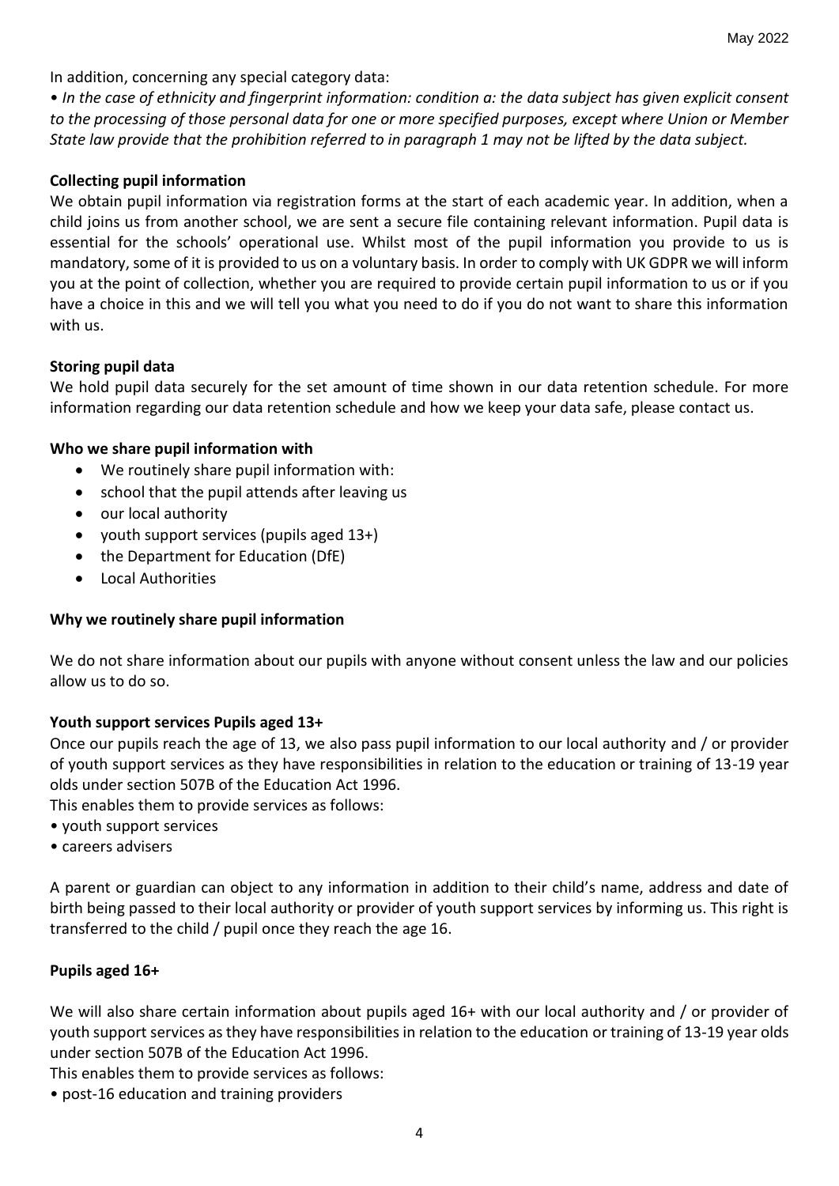In addition, concerning any special category data:

• *In the case of ethnicity and fingerprint information: condition a: the data subject has given explicit consent to the processing of those personal data for one or more specified purposes, except where Union or Member State law provide that the prohibition referred to in paragraph 1 may not be lifted by the data subject.*

**Collecting pupil information**

We obtain pupil information via registration forms at the start of each academic year. In addition, when a child joins us from another school, we are sent a secure file containing relevant information. Pupil data is essential for the schools' operational use. Whilst most of the pupil information you provide to us is mandatory, some of it is provided to us on a voluntary basis. In order to comply with UK GDPR we will inform you at the point of collection, whether you are required to provide certain pupil information to us or if you have a choice in this and we will tell you what you need to do if you do not want to share this information with us.

**Storing pupil data**

We hold pupil data securely for the set amount of time shown in our data retention schedule. For more information regarding our data retention schedule and how we keep your data safe, please contact us.

**Who we share pupil information with**

- We routinely share pupil information with:
- school that the pupil attends after leaving us
- our local authority
- youth support services (pupils aged 13+)
- the Department for Education (DfE)
- Local Authorities

**Why we routinely share pupil information**

We do not share information about our pupils with anyone without consent unless the law and our policies allow us to do so.

**Youth support services Pupils aged 13+**

Once our pupils reach the age of 13, we also pass pupil information to our local authority and / or provider of youth support services as they have responsibilities in relation to the education or training of 13-19 year olds under section 507B of the Education Act 1996.

This enables them to provide services as follows:

• youth support services

• careers advisers

A parent or guardian can object to any information in addition to their child's name, address and date of birth being passed to their local authority or provider of youth support services by informing us. This right is transferred to the child / pupil once they reach the age 16.

**Pupils aged 16+**

We will also share certain information about pupils aged 16+ with our local authority and / or provider of youth support services as they have responsibilities in relation to the education or training of 13-19 year olds under section 507B of the Education Act 1996.

This enables them to provide services as follows:

• post-16 education and training providers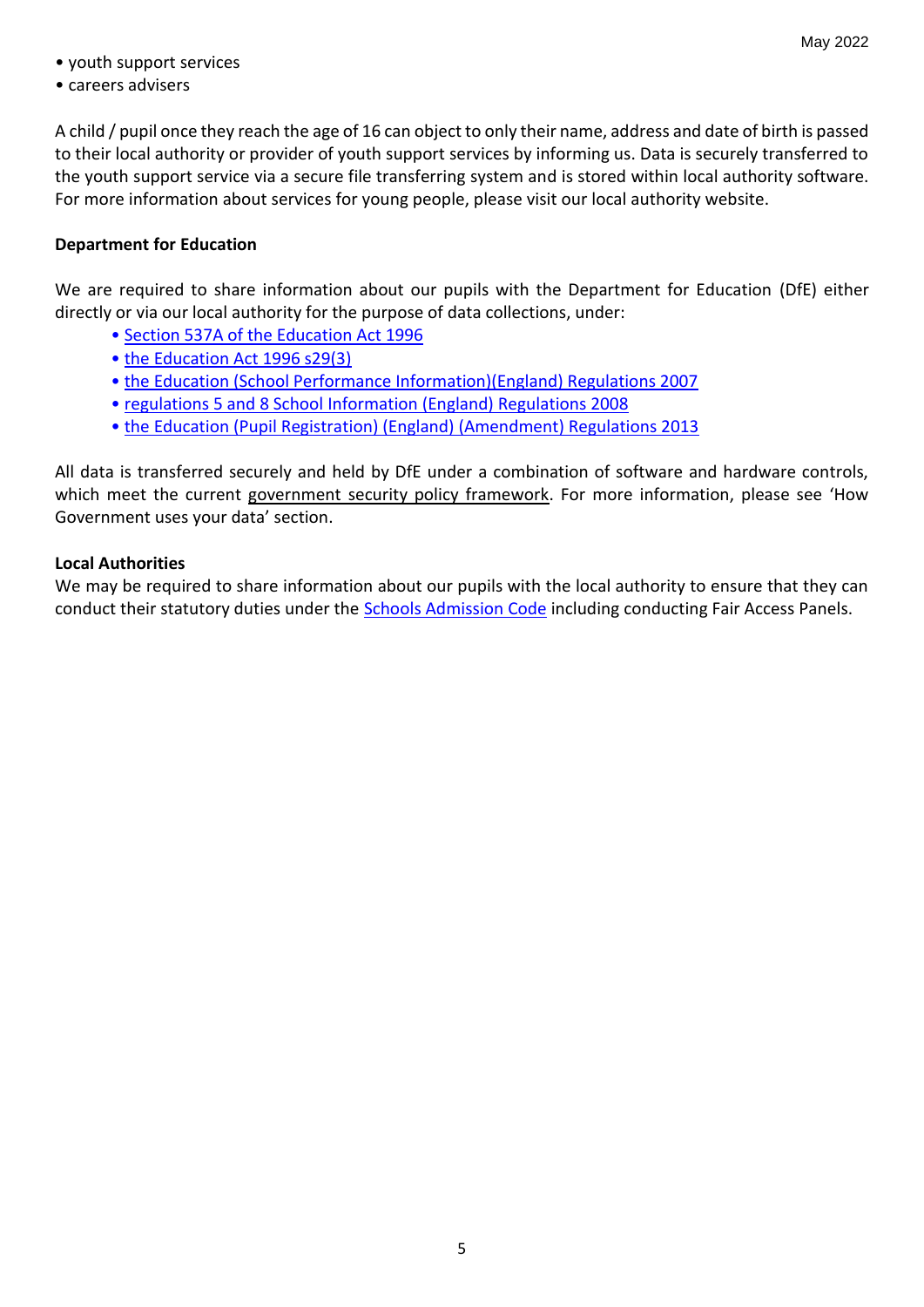- youth support services
- careers advisers

A child / pupil once they reach the age of 16 can object to only their name, address and date of birth is passed to their local authority or provider of youth support services by informing us. Data is securely transferred to the youth support service via a secure file transferring system and is stored within local authority software. For more information about services for young people, please visit our local authority website.

**Department for Education**

We are required to share information about our pupils with the Department for Education (DfE) either directly or via our local authority for the purpose of data collections, under:

- Section 537A of the Education Act 1996
- the Education Act 1996 s29(3)
- the Education (School Performance Information)(England) Regulations 2007
- regulations 5 and 8 School Information (England) Regulations 2008
- the Education (Pupil Registration) (England) (Amendment) Regulations 2013

All data is transferred securely and held by DfE under a combination of software and hardware controls, which meet the current government security policy framework. For more information, please see 'How Government uses your data' section.

**Local Authorities**

We may be required to share information about our pupils with the local authority to ensure that they can conduct their statutory duties under the Schools Admission Code including conducting Fair Access Panels.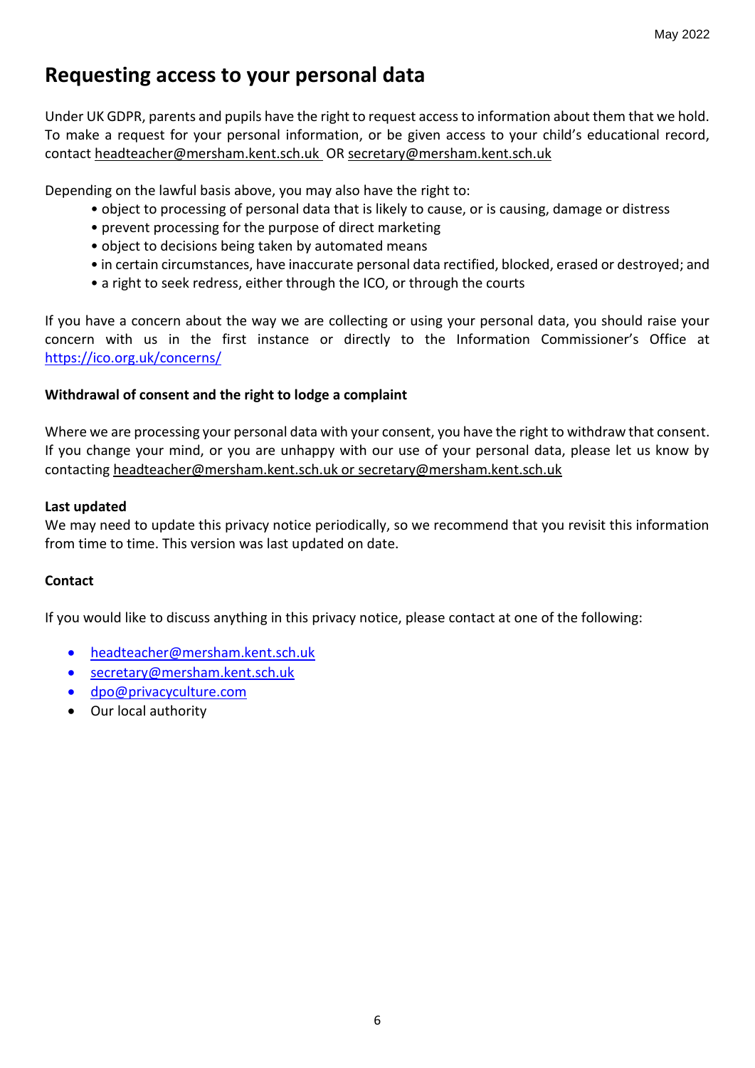# Requesting access to your personal data

Under UK GDPR, parents and pupils have the right to request access to information about them that we hold. To make a request for your personal information, or be given access to your child's educational record, contact headteacher@mersham.kent.sch.uk OR secretary@mersham.kent.sch.uk

Depending on the lawful basis above, you may also have the right to:

- object to processing of personal data that is likely to cause, or is causing, damage or distress
- prevent processing for the purpose of direct marketing
- object to decisions being taken by automated means
- in certain circumstances, have inaccurate personal data rectified, blocked, erased or destroyed; and
- a right to seek redress, either through the ICO, or through the courts

If you have a concern about the way we are collecting or using your personal data, you should raise your concern with us in the first instance or directly to the Information Commissioner's Office at https://ico.org.uk/concerns/

**Withdrawal of consent and the right to lodge a complaint**

Where we are processing your personal data with your consent, you have the right to withdraw that consent. If you change your mind, or you are unhappy with our use of your personal data, please let us know by contacting headteacher@mersham.kent.sch.uk or secretary@mersham.kent.sch.uk

**Last updated**

We may need to update this privacy notice periodically, so we recommend that you revisit this information from time to time. This version was last updated on date.

**Contact**

If you would like to discuss anything in this privacy notice, please contact at one of the following:

- headteacher@mersham.kent.sch.uk
- secretary@mersham.kent.sch.uk
- dpo@privacyculture.com
- Our local authority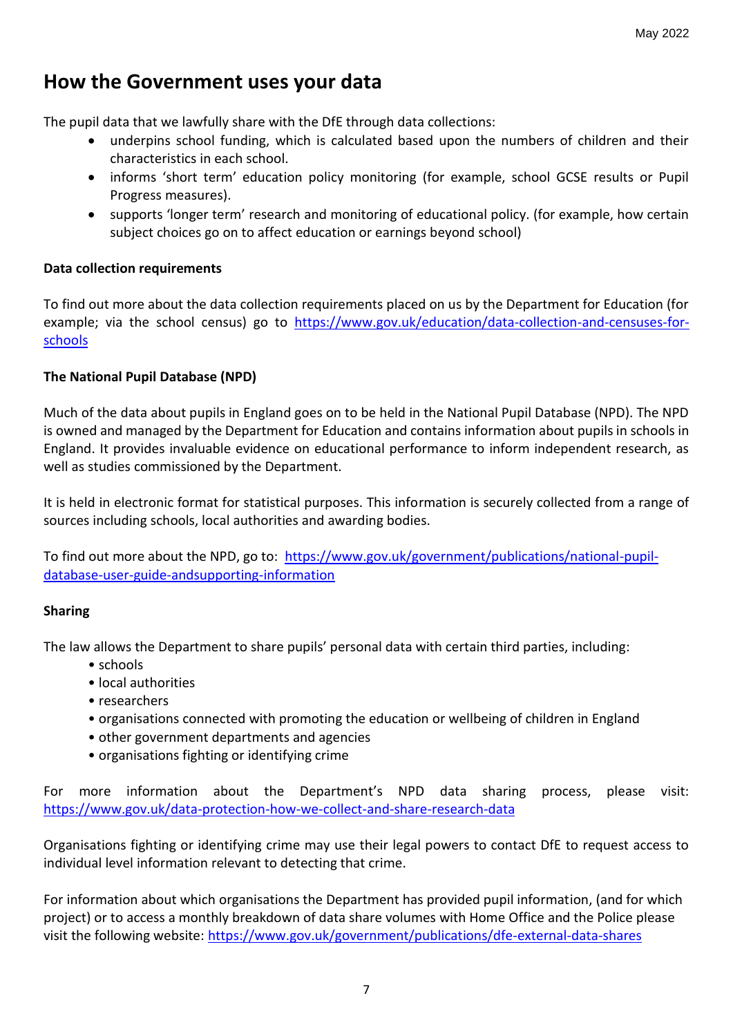## How the Government uses your data

The pupil data that we lawfully share with the DfE through data collections:

- underpins school funding, which is calculated based upon the numbers of children and their characteristics in each school.
- informs 'short term' education policy monitoring (for example, school GCSE results or Pupil Progress measures).
- supports 'longer term' research and monitoring of educational policy. (for example, how certain subject choices go on to affect education or earnings beyond school)

**Data collection requirements**

To find out more about the data collection requirements placed on us by the Department for Education (for example; via the school census) go to https://www.gov.uk/education/data-collection-and-censuses-for-schools

**The National Pupil Database (NPD)**

Much of the data about pupils in England goes on to be held in the National Pupil Database (NPD). The NPD is owned and managed by the Department for Education and contains information about pupils in schools in England. It provides invaluable evidence on educational performance to inform independent research, as well as studies commissioned by the Department.

It is held in electronic format for statistical purposes. This information is securely collected from a range of sources including schools, local authorities and awarding bodies.

To find out more about the NPD, go to: https://www.gov.uk/government/publications/national-pupil-database-user-guide-andsupporting-information

**Sharing**

The law allows the Department to share pupils' personal data with certain third parties, including:

- schools
- local authorities
- researchers
- organisations connected with promoting the education or wellbeing of children in England
- other government departments and agencies
- organisations fighting or identifying crime

For more information about the Department's NPD data sharing process, please visit: https://www.gov.uk/data-protection-how-we-collect-and-share-research-data

Organisations fighting or identifying crime may use their legal powers to contact DfE to request access to individual level information relevant to detecting that crime.

For information about which organisations the Department has provided pupil information, (and for which project) or to access a monthly breakdown of data share volumes with Home Office and the Police please visit the following website: https://www.gov.uk/government/publications/dfe-external-data-shares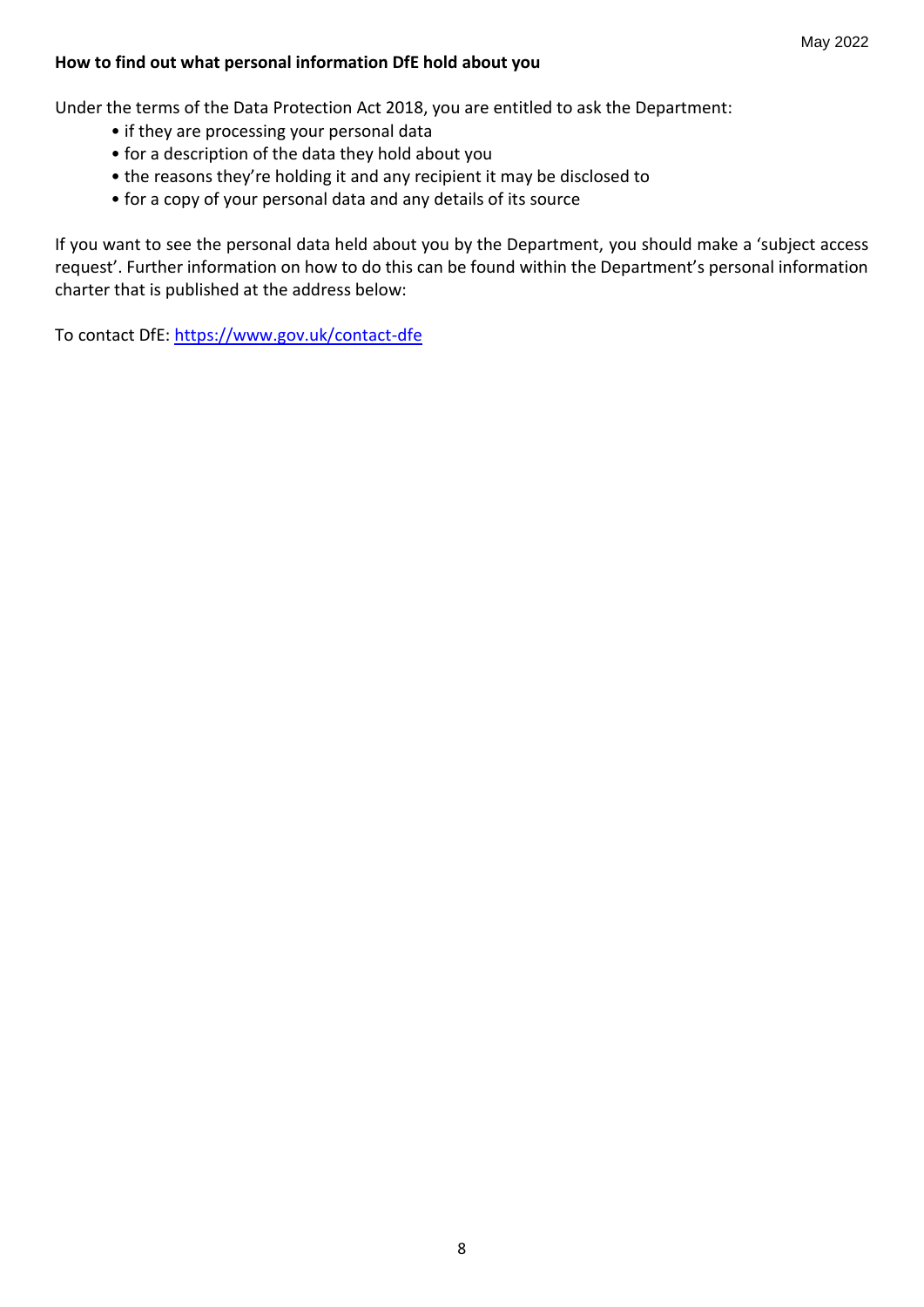### How to find out what personal information DfE hold about you

Under the terms of the Data Protection Act 2018, you are entitled to ask the Department:

- if they are processing your personal data
- for a description of the data they hold about you
- the reasons they're holding it and any recipient it may be disclosed to
- for a copy of your personal data and any details of its source

If you want to see the personal data held about you by the Department, you should make a 'subject access request'. Further information on how to do this can be found within the Department's personal information charter that is published at the address below:

To contact DfE: https://www.gov.uk/contact-dfe